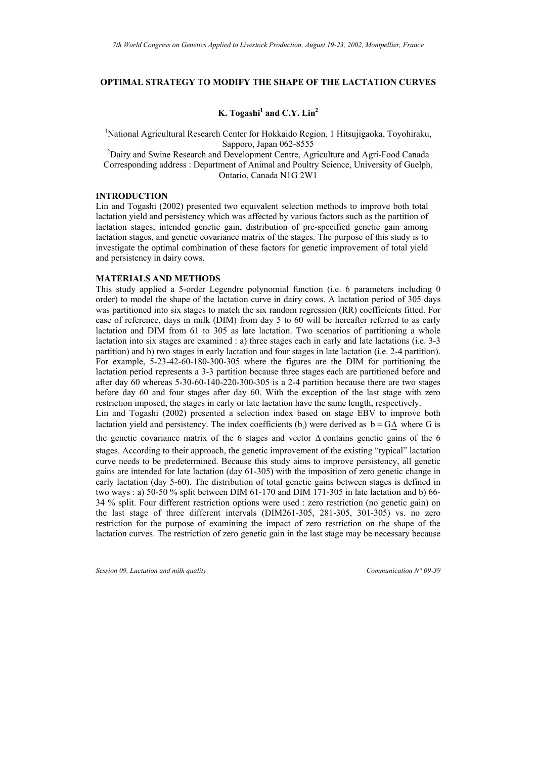# OPTIMAL STRATEGY TO MODIFY THE SHAPE OF THE LACTATION CURVES

**K. Togashi[1] and C.Y. Lin[2]**

[1]National Agricultural Research Center for Hokkaido Region, 1 Hitsujigaoka, Toyohiraku, Sapporo, Japan 062-8555
[2]Dairy and Swine Research and Development Centre, Agriculture and Agri-Food Canada
Corresponding address : Department of Animal and Poultry Science, University of Guelph, Ontario, Canada N1G 2W1

## INTRODUCTION

Lin and Togashi (2002) presented two equivalent selection methods to improve both total lactation yield and persistency which was affected by various factors such as the partition of lactation stages, intended genetic gain, distribution of pre-specified genetic gain among lactation stages, and genetic covariance matrix of the stages. The purpose of this study is to investigate the optimal combination of these factors for genetic improvement of total yield and persistency in dairy cows.

## MATERIALS AND METHODS

This study applied a 5-order Legendre polynomial function (i.e. 6 parameters including 0 order) to model the shape of the lactation curve in dairy cows. A lactation period of 305 days was partitioned into six stages to match the six random regression (RR) coefficients fitted. For ease of reference, days in milk (DIM) from day 5 to 60 will be hereafter referred to as early lactation and DIM from 61 to 305 as late lactation. Two scenarios of partitioning a whole lactation into six stages are examined : a) three stages each in early and late lactations (i.e. 3-3 partition) and b) two stages in early lactation and four stages in late lactation (i.e. 2-4 partition). For example, 5-23-42-60-180-300-305 where the figures are the DIM for partitioning the lactation period represents a 3-3 partition because three stages each are partitioned before and after day 60 whereas 5-30-60-140-220-300-305 is a 2-4 partition because there are two stages before day 60 and four stages after day 60. With the exception of the last stage with zero restriction imposed, the stages in early or late lactation have the same length, respectively.

Lin and Togashi (2002) presented a selection index based on stage EBV to improve both lactation yield and persistency. The index coefficients ($b_i$) were derived as $b = G\underline{\Delta}$ where G is the genetic covariance matrix of the 6 stages and vector $\underline{\Delta}$ contains genetic gains of the 6 stages. According to their approach, the genetic improvement of the existing "typical" lactation curve needs to be predetermined. Because this study aims to improve persistency, all genetic gains are intended for late lactation (day 61-305) with the imposition of zero genetic change in early lactation (day 5-60). The distribution of total genetic gains between stages is defined in two ways : a) 50-50 % split between DIM 61-170 and DIM 171-305 in late lactation and b) 66-34 % split. Four different restriction options were used : zero restriction (no genetic gain) on the last stage of three different intervals (DIM261-305, 281-305, 301-305) vs. no zero restriction for the purpose of examining the impact of zero restriction on the shape of the lactation curves. The restriction of zero genetic gain in the last stage may be necessary because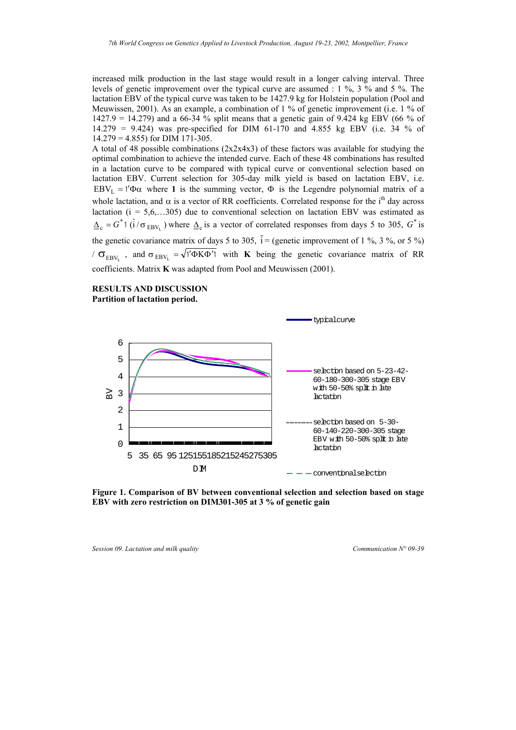increased milk production in the last stage would result in a longer calving interval. Three levels of genetic improvement over the typical curve are assumed : 1 %, 3 % and 5 %. The lactation EBV of the typical curve was taken to be 1427.9 kg for Holstein population (Pool and Meuwissen, 2001). As an example, a combination of 1 % of genetic improvement (i.e. 1 % of 1427.9 = 14.279) and a 66-34 % split means that a genetic gain of 9.424 kg EBV (66 % of 14.279 = 9.424) was pre-specified for DIM 61-170 and 4.855 kg EBV (i.e. 34 % of 14.279 = 4.855) for DIM 171-305.

A total of 48 possible combinations (2x2x4x3) of these factors was available for studying the optimal combination to achieve the intended curve. Each of these 48 combinations has resulted in a lactation curve to be compared with typical curve or conventional selection based on lactation EBV. Current selection for 305-day milk yield is based on lactation EBV, i.e. $\mathrm{EBV_L} = 1'\Phi\alpha$ where **1** is the summing vector, $\Phi$ is the Legendre polynomial matrix of a whole lactation, and $\alpha$ is a vector of RR coefficients. Correlated response for the i[th] day across lactation (i = 5,6,…305) due to conventional selection on lactation EBV was estimated as $\underline{\Delta}_c = G^* 1\,(\bar{i}/\sigma_{\mathrm{EBV_L}})$ where $\underline{\Delta}_c$ is a vector of correlated responses from days 5 to 305, $G^*$ is the genetic covariance matrix of days 5 to 305, $\bar{i}$ = (genetic improvement of 1 %, 3 %, or 5 %) / $\sigma_{\mathrm{EBV_L}}$ , and $\sigma_{\mathrm{EBV_L}} = \sqrt{1'\Phi \mathbf{K} \Phi' 1}$ with **K** being the genetic covariance matrix of RR coefficients. Matrix **K** was adapted from Pool and Meuwissen (2001).

## RESULTS AND DISCUSSION

### Partition of lactation period.

**Figure 1. Comparison of BV between conventional selection and selection based on stage EBV with zero restriction on DIM301-305 at 3 % of genetic gain**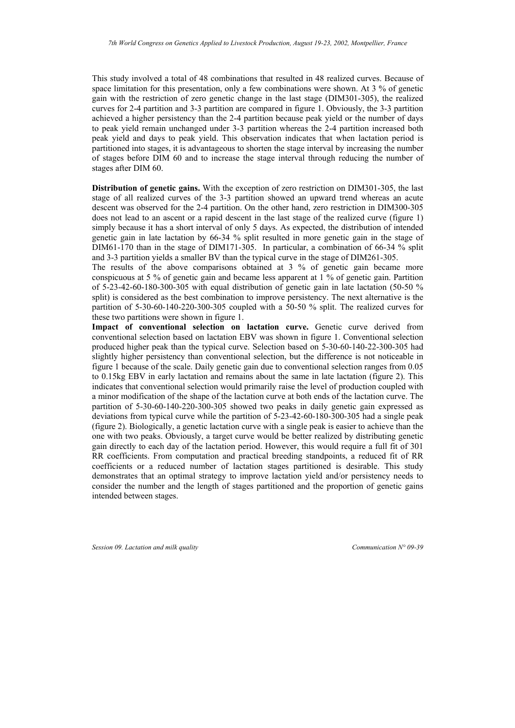This study involved a total of 48 combinations that resulted in 48 realized curves. Because of space limitation for this presentation, only a few combinations were shown. At 3 % of genetic gain with the restriction of zero genetic change in the last stage (DIM301-305), the realized curves for 2-4 partition and 3-3 partition are compared in figure 1. Obviously, the 3-3 partition achieved a higher persistency than the 2-4 partition because peak yield or the number of days to peak yield remain unchanged under 3-3 partition whereas the 2-4 partition increased both peak yield and days to peak yield. This observation indicates that when lactation period is partitioned into stages, it is advantageous to shorten the stage interval by increasing the number of stages before DIM 60 and to increase the stage interval through reducing the number of stages after DIM 60.

**Distribution of genetic gains.** With the exception of zero restriction on DIM301-305, the last stage of all realized curves of the 3-3 partition showed an upward trend whereas an acute descent was observed for the 2-4 partition. On the other hand, zero restriction in DIM300-305 does not lead to an ascent or a rapid descent in the last stage of the realized curve (figure 1) simply because it has a short interval of only 5 days. As expected, the distribution of intended genetic gain in late lactation by 66-34 % split resulted in more genetic gain in the stage of DIM61-170 than in the stage of DIM171-305. In particular, a combination of 66-34 % split and 3-3 partition yields a smaller BV than the typical curve in the stage of DIM261-305.

The results of the above comparisons obtained at 3 % of genetic gain became more conspicuous at 5 % of genetic gain and became less apparent at 1 % of genetic gain. Partition of 5-23-42-60-180-300-305 with equal distribution of genetic gain in late lactation (50-50 % split) is considered as the best combination to improve persistency. The next alternative is the partition of 5-30-60-140-220-300-305 coupled with a 50-50 % split. The realized curves for these two partitions were shown in figure 1.

**Impact of conventional selection on lactation curve.** Genetic curve derived from conventional selection based on lactation EBV was shown in figure 1. Conventional selection produced higher peak than the typical curve. Selection based on 5-30-60-140-22-300-305 had slightly higher persistency than conventional selection, but the difference is not noticeable in figure 1 because of the scale. Daily genetic gain due to conventional selection ranges from 0.05 to 0.15kg EBV in early lactation and remains about the same in late lactation (figure 2). This indicates that conventional selection would primarily raise the level of production coupled with a minor modification of the shape of the lactation curve at both ends of the lactation curve. The partition of 5-30-60-140-220-300-305 showed two peaks in daily genetic gain expressed as deviations from typical curve while the partition of 5-23-42-60-180-300-305 had a single peak (figure 2). Biologically, a genetic lactation curve with a single peak is easier to achieve than the one with two peaks. Obviously, a target curve would be better realized by distributing genetic gain directly to each day of the lactation period. However, this would require a full fit of 301 RR coefficients. From computation and practical breeding standpoints, a reduced fit of RR coefficients or a reduced number of lactation stages partitioned is desirable. This study demonstrates that an optimal strategy to improve lactation yield and/or persistency needs to consider the number and the length of stages partitioned and the proportion of genetic gains intended between stages.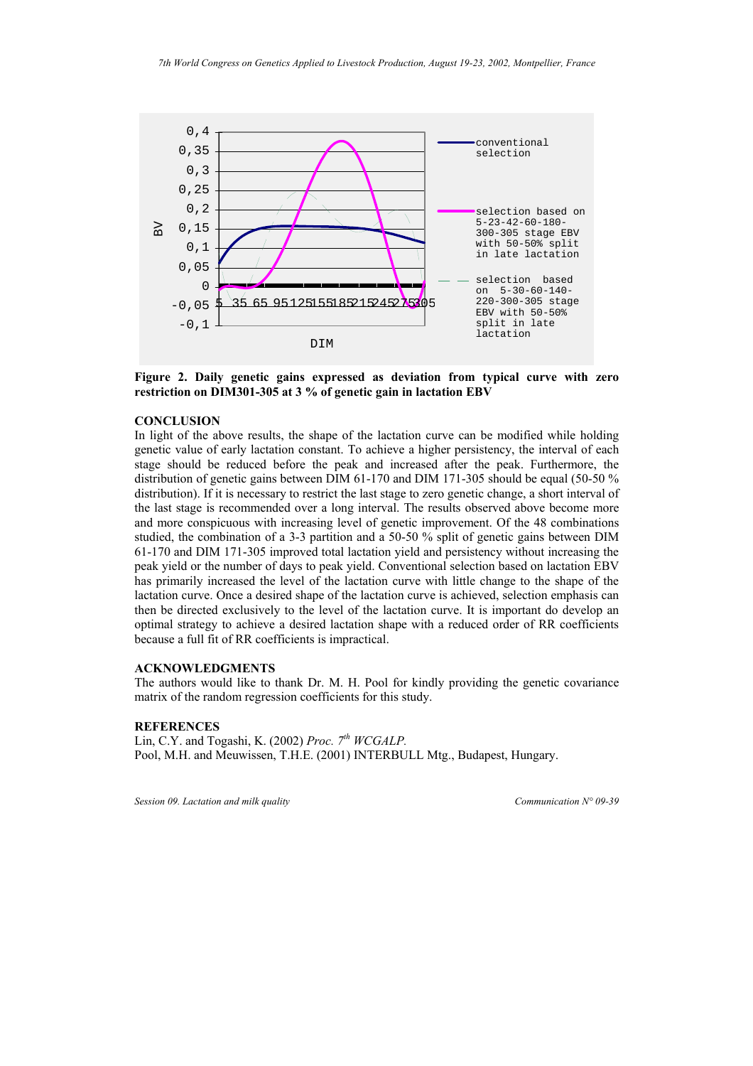0,4
0,35
0,3
0,25
0,2
0,15
0,1
0,05
0
-0,05
-0,1

BV

5 35 65 95125155185215245275305

DIM

conventional selection

selection based on 5-23-42-60-180-300-305 stage EBV with 50-50% split in late lactation

selection based on 5-30-60-140-220-300-305 stage EBV with 50-50% split in late lactation

**Figure 2. Daily genetic gains expressed as deviation from typical curve with zero restriction on DIM301-305 at 3 % of genetic gain in lactation EBV**

## CONCLUSION

In light of the above results, the shape of the lactation curve can be modified while holding genetic value of early lactation constant. To achieve a higher persistency, the interval of each stage should be reduced before the peak and increased after the peak. Furthermore, the distribution of genetic gains between DIM 61-170 and DIM 171-305 should be equal (50-50 % distribution). If it is necessary to restrict the last stage to zero genetic change, a short interval of the last stage is recommended over a long interval. The results observed above become more and more conspicuous with increasing level of genetic improvement. Of the 48 combinations studied, the combination of a 3-3 partition and a 50-50 % split of genetic gains between DIM 61-170 and DIM 171-305 improved total lactation yield and persistency without increasing the peak yield or the number of days to peak yield. Conventional selection based on lactation EBV has primarily increased the level of the lactation curve with little change to the shape of the lactation curve. Once a desired shape of the lactation curve is achieved, selection emphasis can then be directed exclusively to the level of the lactation curve. It is important do develop an optimal strategy to achieve a desired lactation shape with a reduced order of RR coefficients because a full fit of RR coefficients is impractical.

## ACKNOWLEDGMENTS

The authors would like to thank Dr. M. H. Pool for kindly providing the genetic covariance matrix of the random regression coefficients for this study.

## REFERENCES

Lin, C.Y. and Togashi, K. (2002) *Proc. 7th WCGALP.*

Pool, M.H. and Meuwissen, T.H.E. (2001) INTERBULL Mtg., Budapest, Hungary.